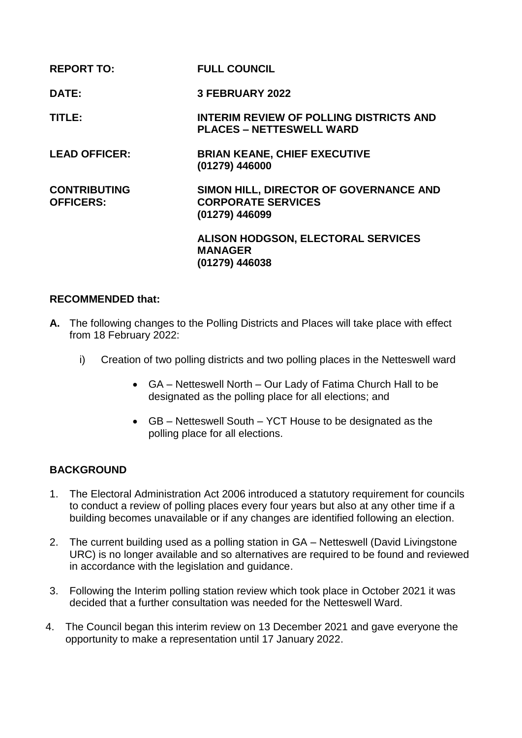| | |
|---|---|
| **REPORT TO:** | **FULL COUNCIL** |
| **DATE:** | **3 FEBRUARY 2022** |
| **TITLE:** | **INTERIM REVIEW OF POLLING DISTRICTS AND PLACES – NETTESWELL WARD** |
| **LEAD OFFICER:** | **BRIAN KEANE, CHIEF EXECUTIVE (01279) 446000** |
| **CONTRIBUTING OFFICERS:** | **SIMON HILL, DIRECTOR OF GOVERNANCE AND CORPORATE SERVICES (01279) 446099** |
| | **ALISON HODGSON, ELECTORAL SERVICES MANAGER (01279) 446038** |

## RECOMMENDED that:

**A.** The following changes to the Polling Districts and Places will take place with effect from 18 February 2022:

i) Creation of two polling districts and two polling places in the Netteswell ward

- GA – Netteswell North – Our Lady of Fatima Church Hall to be designated as the polling place for all elections; and
- GB – Netteswell South – YCT House to be designated as the polling place for all elections.

## BACKGROUND

1. The Electoral Administration Act 2006 introduced a statutory requirement for councils to conduct a review of polling places every four years but also at any other time if a building becomes unavailable or if any changes are identified following an election.

2. The current building used as a polling station in GA – Netteswell (David Livingstone URC) is no longer available and so alternatives are required to be found and reviewed in accordance with the legislation and guidance.

3. Following the Interim polling station review which took place in October 2021 it was decided that a further consultation was needed for the Netteswell Ward.

4. The Council began this interim review on 13 December 2021 and gave everyone the opportunity to make a representation until 17 January 2022.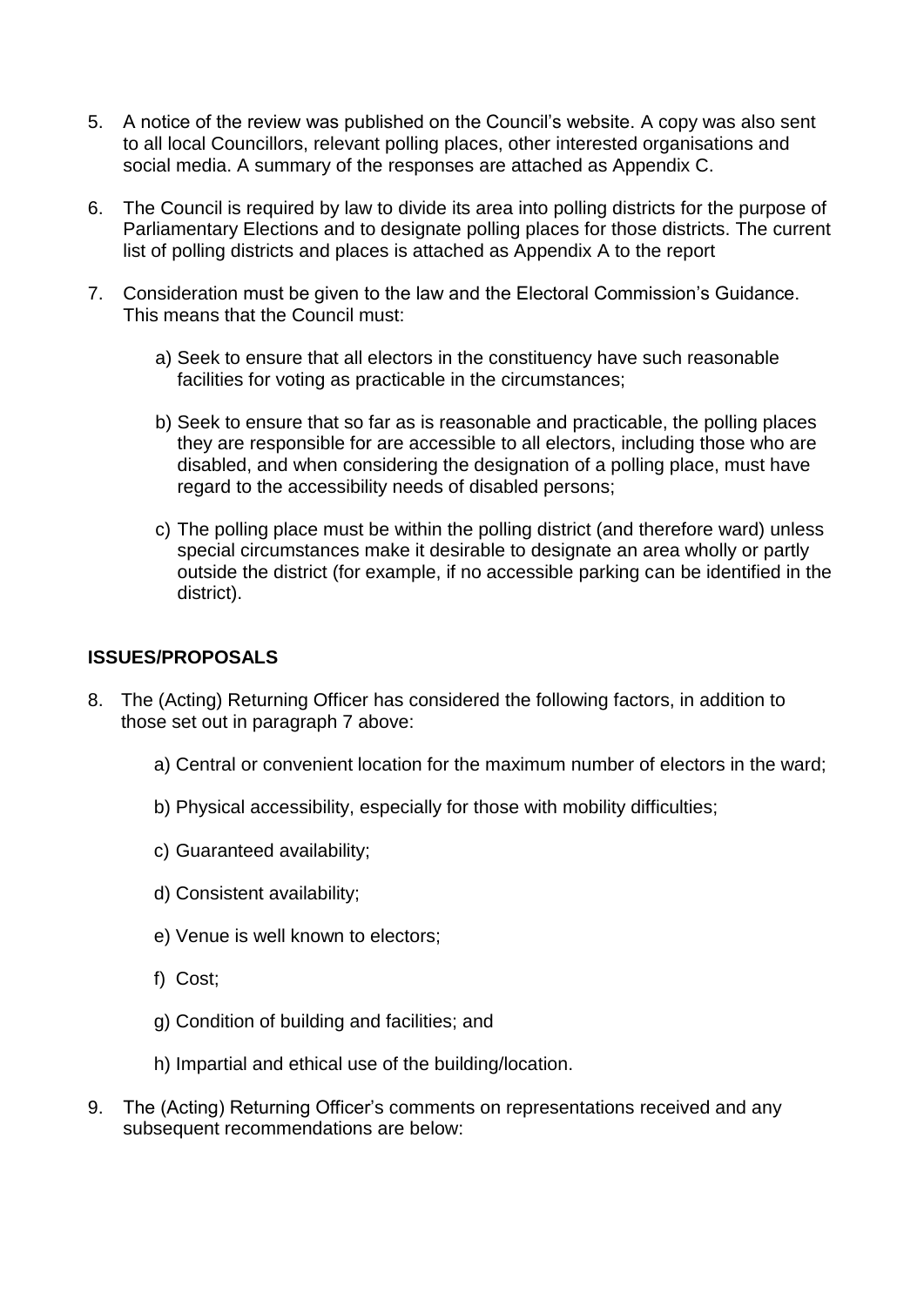5. A notice of the review was published on the Council's website. A copy was also sent to all local Councillors, relevant polling places, other interested organisations and social media. A summary of the responses are attached as Appendix C.

6. The Council is required by law to divide its area into polling districts for the purpose of Parliamentary Elections and to designate polling places for those districts. The current list of polling districts and places is attached as Appendix A to the report

7. Consideration must be given to the law and the Electoral Commission's Guidance. This means that the Council must:

   a) Seek to ensure that all electors in the constituency have such reasonable facilities for voting as practicable in the circumstances;

   b) Seek to ensure that so far as is reasonable and practicable, the polling places they are responsible for are accessible to all electors, including those who are disabled, and when considering the designation of a polling place, must have regard to the accessibility needs of disabled persons;

   c) The polling place must be within the polling district (and therefore ward) unless special circumstances make it desirable to designate an area wholly or partly outside the district (for example, if no accessible parking can be identified in the district).

**ISSUES/PROPOSALS**

8. The (Acting) Returning Officer has considered the following factors, in addition to those set out in paragraph 7 above:

   a) Central or convenient location for the maximum number of electors in the ward;

   b) Physical accessibility, especially for those with mobility difficulties;

   c) Guaranteed availability;

   d) Consistent availability;

   e) Venue is well known to electors;

   f) Cost;

   g) Condition of building and facilities; and

   h) Impartial and ethical use of the building/location.

9. The (Acting) Returning Officer's comments on representations received and any subsequent recommendations are below: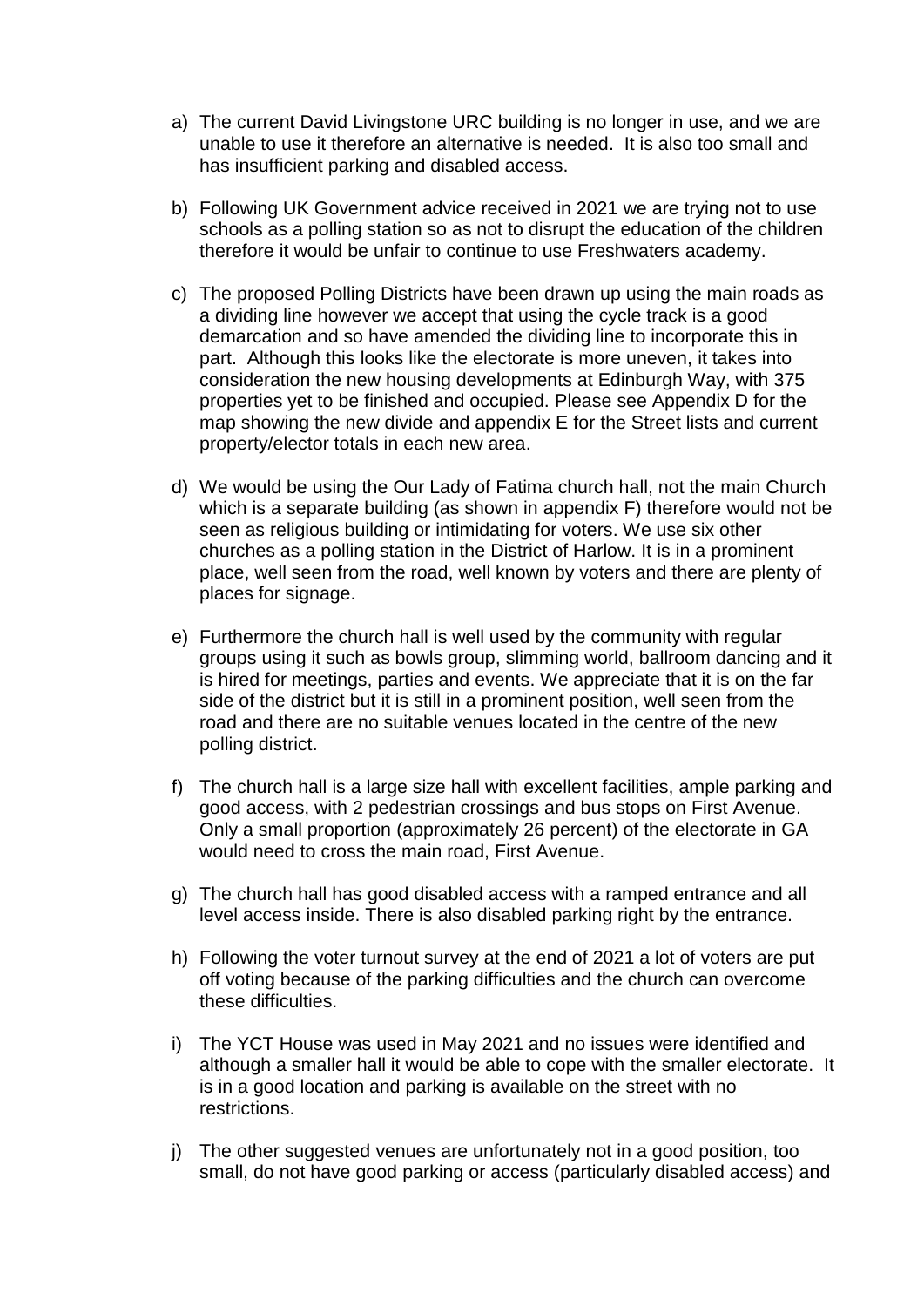a) The current David Livingstone URC building is no longer in use, and we are unable to use it therefore an alternative is needed. It is also too small and has insufficient parking and disabled access.

b) Following UK Government advice received in 2021 we are trying not to use schools as a polling station so as not to disrupt the education of the children therefore it would be unfair to continue to use Freshwaters academy.

c) The proposed Polling Districts have been drawn up using the main roads as a dividing line however we accept that using the cycle track is a good demarcation and so have amended the dividing line to incorporate this in part. Although this looks like the electorate is more uneven, it takes into consideration the new housing developments at Edinburgh Way, with 375 properties yet to be finished and occupied. Please see Appendix D for the map showing the new divide and appendix E for the Street lists and current property/elector totals in each new area.

d) We would be using the Our Lady of Fatima church hall, not the main Church which is a separate building (as shown in appendix F) therefore would not be seen as religious building or intimidating for voters. We use six other churches as a polling station in the District of Harlow. It is in a prominent place, well seen from the road, well known by voters and there are plenty of places for signage.

e) Furthermore the church hall is well used by the community with regular groups using it such as bowls group, slimming world, ballroom dancing and it is hired for meetings, parties and events. We appreciate that it is on the far side of the district but it is still in a prominent position, well seen from the road and there are no suitable venues located in the centre of the new polling district.

f) The church hall is a large size hall with excellent facilities, ample parking and good access, with 2 pedestrian crossings and bus stops on First Avenue. Only a small proportion (approximately 26 percent) of the electorate in GA would need to cross the main road, First Avenue.

g) The church hall has good disabled access with a ramped entrance and all level access inside. There is also disabled parking right by the entrance.

h) Following the voter turnout survey at the end of 2021 a lot of voters are put off voting because of the parking difficulties and the church can overcome these difficulties.

i) The YCT House was used in May 2021 and no issues were identified and although a smaller hall it would be able to cope with the smaller electorate. It is in a good location and parking is available on the street with no restrictions.

j) The other suggested venues are unfortunately not in a good position, too small, do not have good parking or access (particularly disabled access) and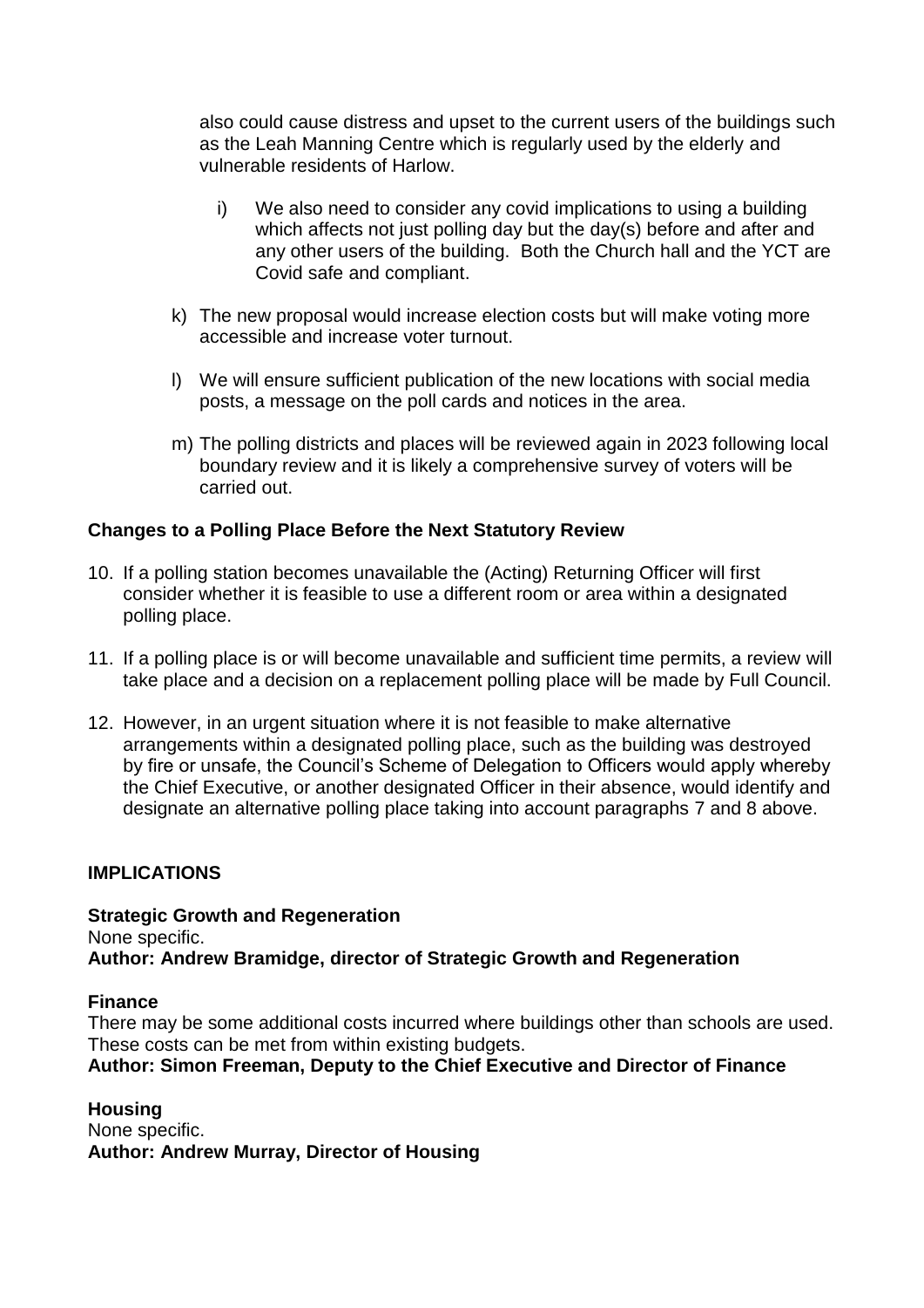also could cause distress and upset to the current users of the buildings such as the Leah Manning Centre which is regularly used by the elderly and vulnerable residents of Harlow.

  i) We also need to consider any covid implications to using a building which affects not just polling day but the day(s) before and after and any other users of the building. Both the Church hall and the YCT are Covid safe and compliant.

k) The new proposal would increase election costs but will make voting more accessible and increase voter turnout.

l) We will ensure sufficient publication of the new locations with social media posts, a message on the poll cards and notices in the area.

m) The polling districts and places will be reviewed again in 2023 following local boundary review and it is likely a comprehensive survey of voters will be carried out.

**Changes to a Polling Place Before the Next Statutory Review**

10. If a polling station becomes unavailable the (Acting) Returning Officer will first consider whether it is feasible to use a different room or area within a designated polling place.

11. If a polling place is or will become unavailable and sufficient time permits, a review will take place and a decision on a replacement polling place will be made by Full Council.

12. However, in an urgent situation where it is not feasible to make alternative arrangements within a designated polling place, such as the building was destroyed by fire or unsafe, the Council's Scheme of Delegation to Officers would apply whereby the Chief Executive, or another designated Officer in their absence, would identify and designate an alternative polling place taking into account paragraphs 7 and 8 above.

**IMPLICATIONS**

**Strategic Growth and Regeneration**
None specific.
**Author: Andrew Bramidge, director of Strategic Growth and Regeneration**

**Finance**
There may be some additional costs incurred where buildings other than schools are used. These costs can be met from within existing budgets.
**Author: Simon Freeman, Deputy to the Chief Executive and Director of Finance**

**Housing**
None specific.
**Author: Andrew Murray, Director of Housing**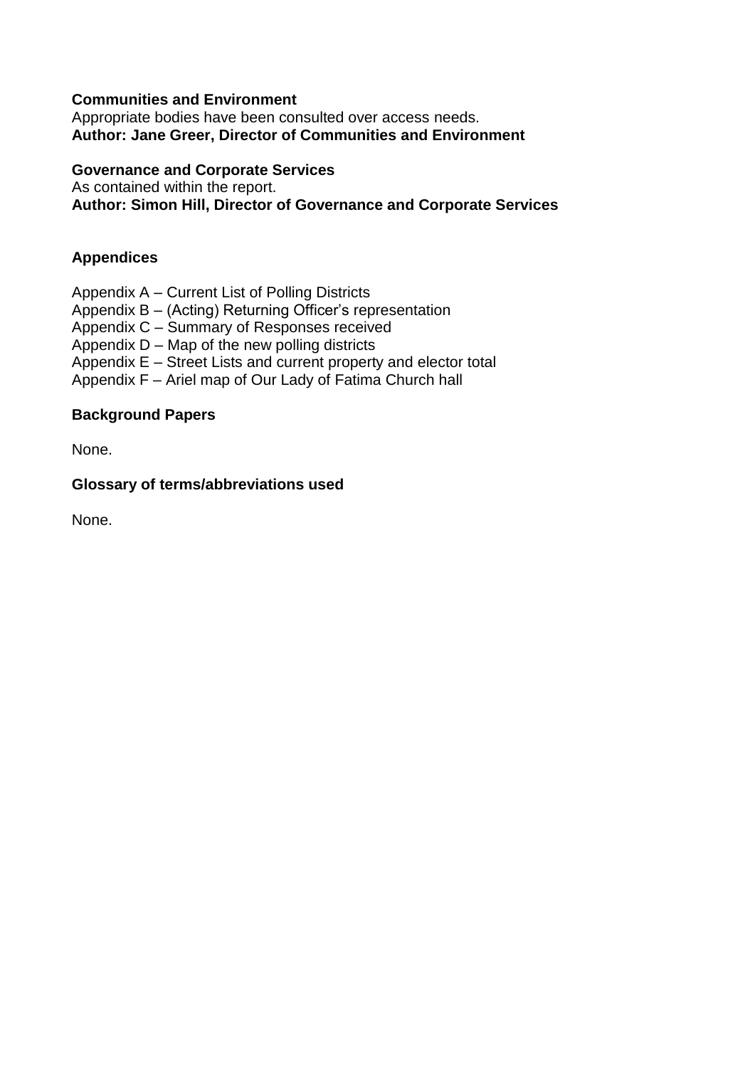**Communities and Environment**
Appropriate bodies have been consulted over access needs.
**Author: Jane Greer, Director of Communities and Environment**

**Governance and Corporate Services**
As contained within the report.
**Author: Simon Hill, Director of Governance and Corporate Services**

## Appendices

Appendix A – Current List of Polling Districts
Appendix B – (Acting) Returning Officer's representation
Appendix C – Summary of Responses received
Appendix D – Map of the new polling districts
Appendix E – Street Lists and current property and elector total
Appendix F – Ariel map of Our Lady of Fatima Church hall

## Background Papers

None.

## Glossary of terms/abbreviations used

None.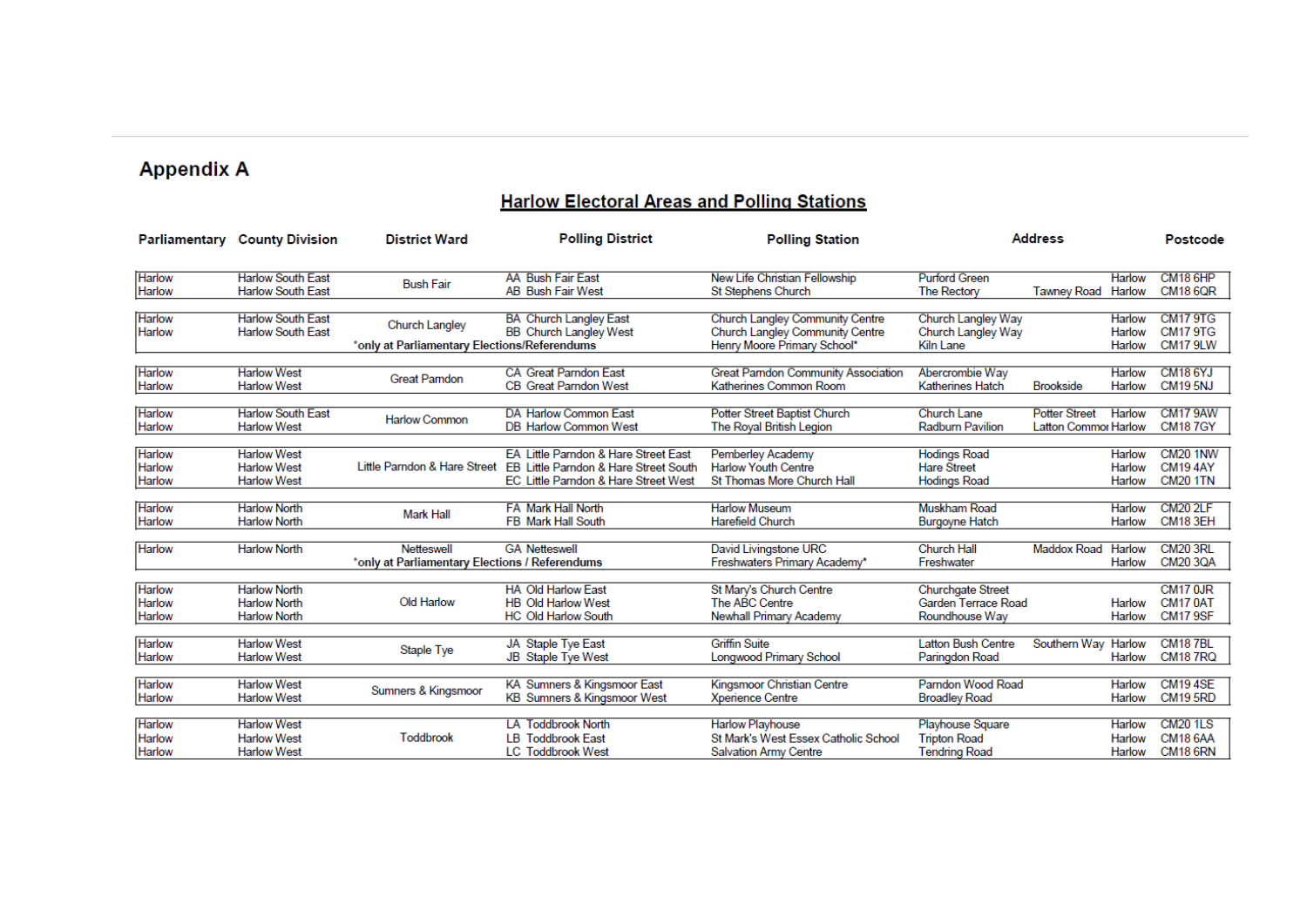## Appendix A

### Harlow Electoral Areas and Polling Stations

| Parliamentary | County Division | District Ward | Polling District | Polling Station | Address | | | Postcode |
|---|---|---|---|---|---|---|---|---|
| Harlow | Harlow South East | Bush Fair | AA Bush Fair East | New Life Christian Fellowship | Purford Green | | Harlow | CM18 6HP |
| Harlow | Harlow South East | | AB Bush Fair West | St Stephens Church | The Rectory | Tawney Road | Harlow | CM18 6QR |
| Harlow | Harlow South East | Church Langley | BA Church Langley East | Church Langley Community Centre | Church Langley Way | | Harlow | CM17 9TG |
| Harlow | Harlow South East | | BB Church Langley West | Church Langley Community Centre | Church Langley Way | | Harlow | CM17 9TG |
| | | *only at Parliamentary Elections/Referendums | | Henry Moore Primary School* | Kiln Lane | | Harlow | CM17 9LW |
| Harlow | Harlow West | Great Parndon | CA Great Parndon East | Great Parndon Community Association | Abercrombie Way | | Harlow | CM18 6YJ |
| Harlow | Harlow West | | CB Great Parndon West | Katherines Common Room | Katherines Hatch | Brookside | Harlow | CM19 5NJ |
| Harlow | Harlow South East | Harlow Common | DA Harlow Common East | Potter Street Baptist Church | Church Lane | Potter Street | Harlow | CM17 9AW |
| Harlow | Harlow West | | DB Harlow Common West | The Royal British Legion | Radburn Pavilion | Latton Commor | Harlow | CM18 7GY |
| Harlow | Harlow West | Little Parndon & Hare Street | EA Little Parndon & Hare Street East | Pemberley Academy | Hodings Road | | Harlow | CM20 1NW |
| Harlow | Harlow West | | EB Little Parndon & Hare Street South | Harlow Youth Centre | Hare Street | | Harlow | CM19 4AY |
| Harlow | Harlow West | | EC Little Parndon & Hare Street West | St Thomas More Church Hall | Hodings Road | | Harlow | CM20 1TN |
| Harlow | Harlow North | Mark Hall | FA Mark Hall North | Harlow Museum | Muskham Road | | Harlow | CM20 2LF |
| Harlow | Harlow North | | FB Mark Hall South | Harefield Church | Burgoyne Hatch | | Harlow | CM18 3EH |
| Harlow | Harlow North | Netteswell | GA Netteswell | David Livingstone URC | Church Hall | Maddox Road | Harlow | CM20 3RL |
| | | *only at Parliamentary Elections / Referendums | | Freshwaters Primary Academy* | Freshwater | | Harlow | CM20 3QA |
| Harlow | Harlow North | Old Harlow | HA Old Harlow East | St Mary's Church Centre | Churchgate Street | | | CM17 0JR |
| Harlow | Harlow North | | HB Old Harlow West | The ABC Centre | Garden Terrace Road | | Harlow | CM17 0AT |
| Harlow | Harlow North | | HC Old Harlow South | Newhall Primary Academy | Roundhouse Way | | Harlow | CM17 9SF |
| Harlow | Harlow West | Staple Tye | JA Staple Tye East | Griffin Suite | Latton Bush Centre | Southern Way | Harlow | CM18 7BL |
| Harlow | Harlow West | | JB Staple Tye West | Longwood Primary School | Paringdon Road | | Harlow | CM18 7RQ |
| Harlow | Harlow West | Sumners & Kingsmoor | KA Sumners & Kingsmoor East | Kingsmoor Christian Centre | Parndon Wood Road | | Harlow | CM19 4SE |
| Harlow | Harlow West | | KB Sumners & Kingsmoor West | Xperience Centre | Broadley Road | | Harlow | CM19 5RD |
| Harlow | Harlow West | Toddbrook | LA Toddbrook North | Harlow Playhouse | Playhouse Square | | Harlow | CM20 1LS |
| Harlow | Harlow West | | LB Toddbrook East | St Mark's West Essex Catholic School | Tripton Road | | Harlow | CM18 6AA |
| Harlow | Harlow West | | LC Toddbrook West | Salvation Army Centre | Tendring Road | | Harlow | CM18 6RN |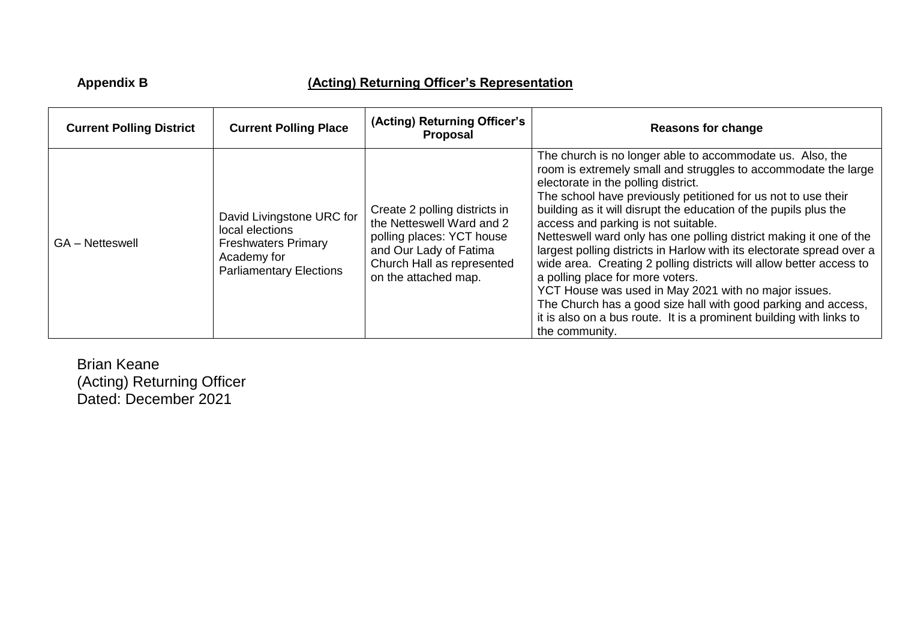**Appendix B** **(Acting) Returning Officer's Representation**

| Current Polling District | Current Polling Place | (Acting) Returning Officer's Proposal | Reasons for change |
|---|---|---|---|
| GA – Netteswell | David Livingstone URC for local elections<br>Freshwaters Primary Academy for Parliamentary Elections | Create 2 polling districts in the Netteswell Ward and 2 polling places: YCT house and Our Lady of Fatima Church Hall as represented on the attached map. | The church is no longer able to accommodate us. Also, the room is extremely small and struggles to accommodate the large electorate in the polling district.<br>The school have previously petitioned for us not to use their building as it will disrupt the education of the pupils plus the access and parking is not suitable.<br>Netteswell ward only has one polling district making it one of the largest polling districts in Harlow with its electorate spread over a wide area. Creating 2 polling districts will allow better access to a polling place for more voters.<br>YCT House was used in May 2021 with no major issues.<br>The Church has a good size hall with good parking and access, it is also on a bus route. It is a prominent building with links to the community. |

Brian Keane
(Acting) Returning Officer
Dated: December 2021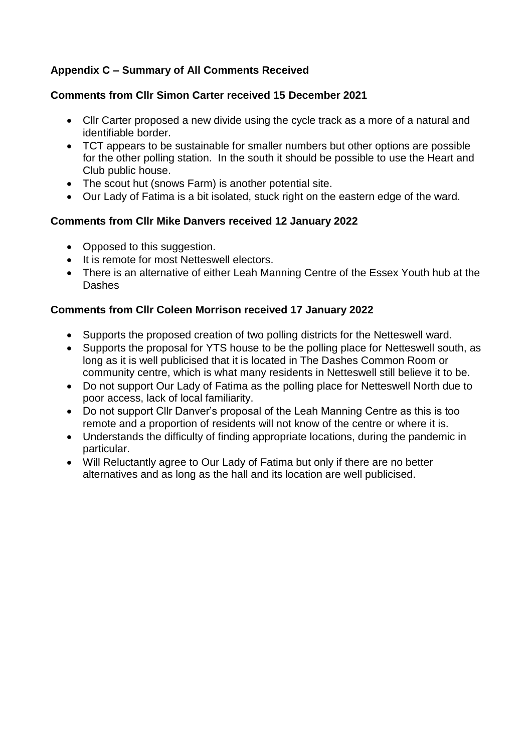## Appendix C – Summary of All Comments Received

### Comments from Cllr Simon Carter received 15 December 2021

- Cllr Carter proposed a new divide using the cycle track as a more of a natural and identifiable border.
- TCT appears to be sustainable for smaller numbers but other options are possible for the other polling station. In the south it should be possible to use the Heart and Club public house.
- The scout hut (snows Farm) is another potential site.
- Our Lady of Fatima is a bit isolated, stuck right on the eastern edge of the ward.

### Comments from Cllr Mike Danvers received 12 January 2022

- Opposed to this suggestion.
- It is remote for most Netteswell electors.
- There is an alternative of either Leah Manning Centre of the Essex Youth hub at the Dashes

### Comments from Cllr Coleen Morrison received 17 January 2022

- Supports the proposed creation of two polling districts for the Netteswell ward.
- Supports the proposal for YTS house to be the polling place for Netteswell south, as long as it is well publicised that it is located in The Dashes Common Room or community centre, which is what many residents in Netteswell still believe it to be.
- Do not support Our Lady of Fatima as the polling place for Netteswell North due to poor access, lack of local familiarity.
- Do not support Cllr Danver's proposal of the Leah Manning Centre as this is too remote and a proportion of residents will not know of the centre or where it is.
- Understands the difficulty of finding appropriate locations, during the pandemic in particular.
- Will Reluctantly agree to Our Lady of Fatima but only if there are no better alternatives and as long as the hall and its location are well publicised.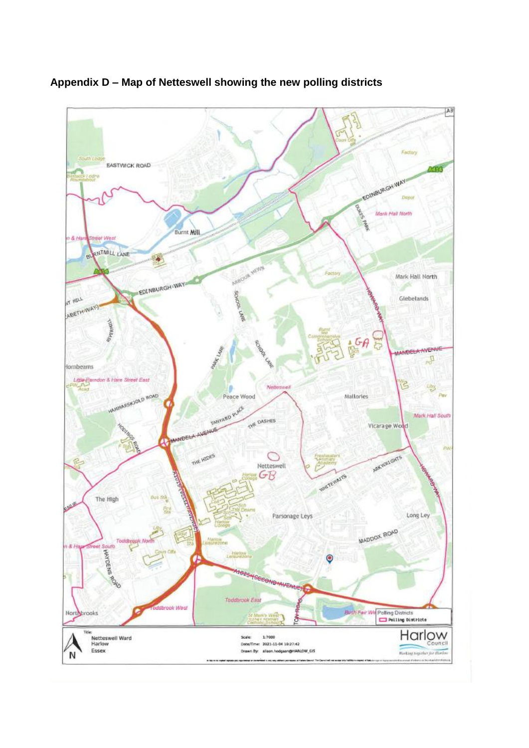## Appendix D – Map of Netteswell showing the new polling districts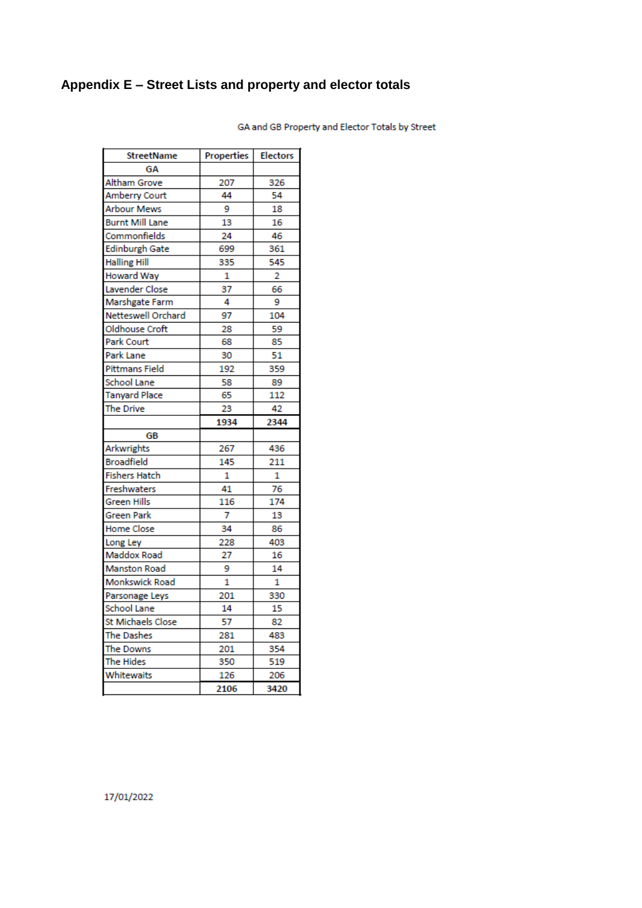# Appendix E – Street Lists and property and elector totals

GA and GB Property and Elector Totals by Street

| StreetName | Properties | Electors |
|---|---|---|
| **GA** | | |
| Altham Grove | 207 | 326 |
| Amberry Court | 44 | 54 |
| Arbour Mews | 9 | 18 |
| Burnt Mill Lane | 13 | 16 |
| Commonfields | 24 | 46 |
| Edinburgh Gate | 699 | 361 |
| Halling Hill | 335 | 545 |
| Howard Way | 1 | 2 |
| Lavender Close | 37 | 66 |
| Marshgate Farm | 4 | 9 |
| Netteswell Orchard | 97 | 104 |
| Oldhouse Croft | 28 | 59 |
| Park Court | 68 | 85 |
| Park Lane | 30 | 51 |
| Pittmans Field | 192 | 359 |
| School Lane | 58 | 89 |
| Tanyard Place | 65 | 112 |
| The Drive | 23 | 42 |
| | **1934** | **2344** |
| **GB** | | |
| Arkwrights | 267 | 436 |
| Broadfield | 145 | 211 |
| Fishers Hatch | 1 | 1 |
| Freshwaters | 41 | 76 |
| Green Hills | 116 | 174 |
| Green Park | 7 | 13 |
| Home Close | 34 | 86 |
| Long Ley | 228 | 403 |
| Maddox Road | 27 | 16 |
| Manston Road | 9 | 14 |
| Monkswick Road | 1 | 1 |
| Parsonage Leys | 201 | 330 |
| School Lane | 14 | 15 |
| St Michaels Close | 57 | 82 |
| The Dashes | 281 | 483 |
| The Downs | 201 | 354 |
| The Hides | 350 | 519 |
| Whitewaits | 126 | 206 |
| | **2106** | **3420** |

17/01/2022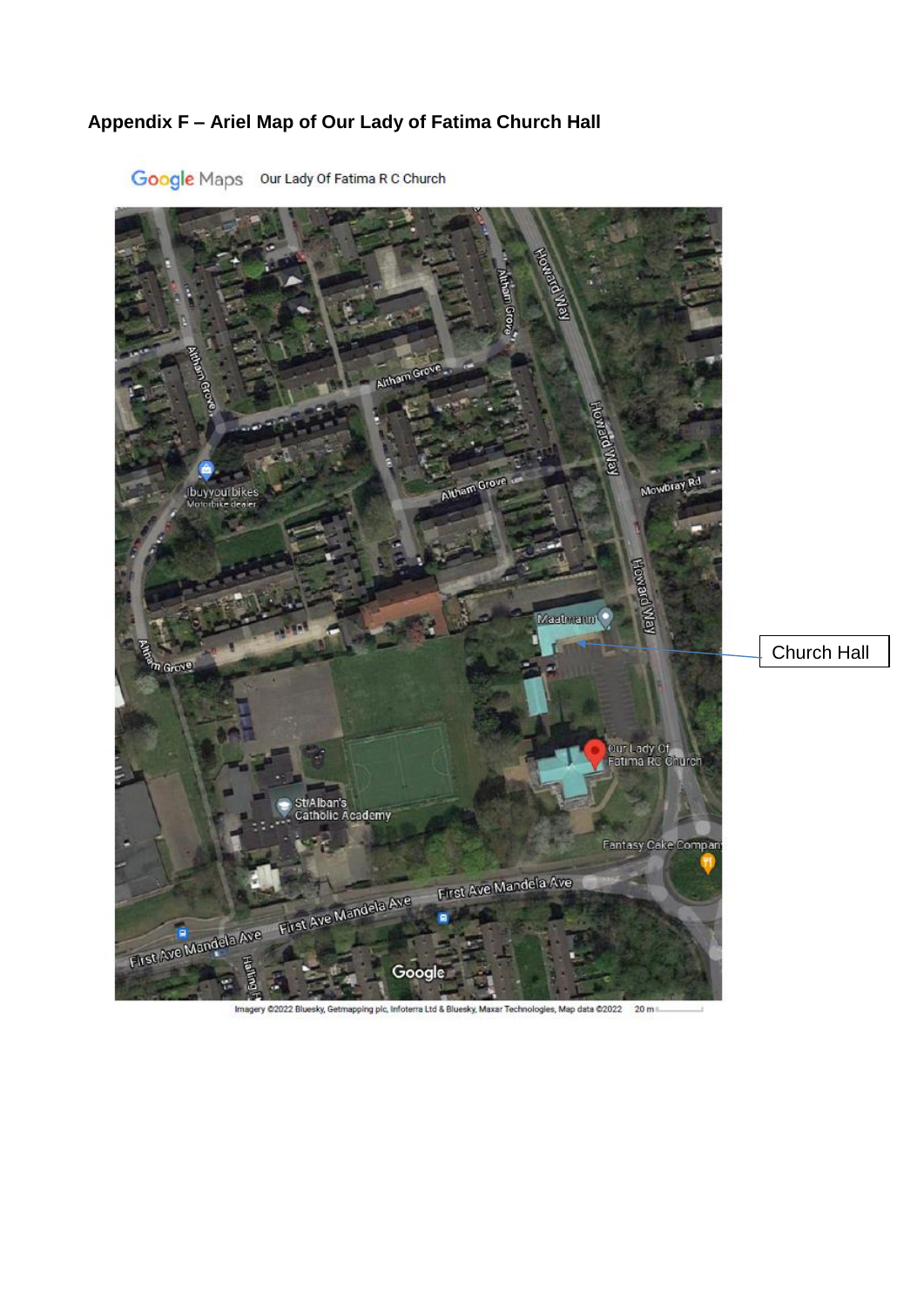### Appendix F – Ariel Map of Our Lady of Fatima Church Hall

Google Maps Our Lady Of Fatima R C Church

Church Hall

Imagery ©2022 Bluesky, Getmapping plc, Infoterra Ltd & Bluesky, Maxar Technologies, Map data ©2022 20 m